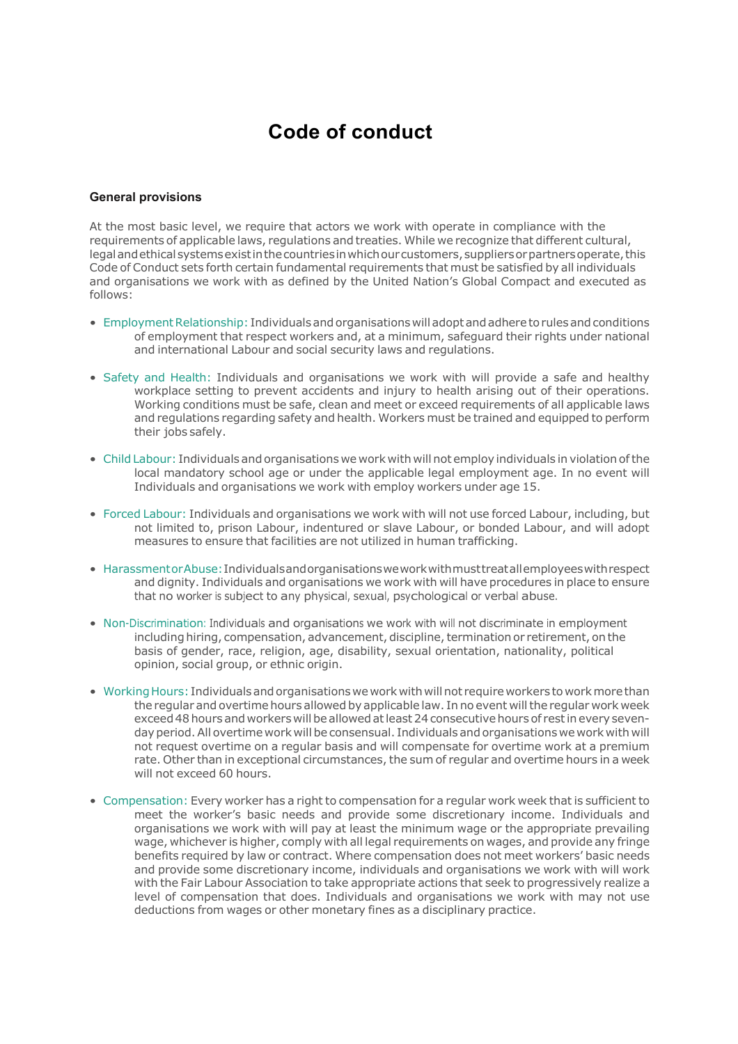# Code of conduct

## General provisions

At the most basic level, we require that actors we work with operate in compliance with the requirements of applicable laws, regulations and treaties. While we recognize that different cultural, legal and ethical systems exist in the countries in which our customers, suppliers or partners operate, this Code of Conduct sets forth certain fundamental requirements that must be satisfied by all individuals and organisations we work with as defined by the United Nation's Global Compact and executed as follows:

- Employment Relationship: Individuals and organisations will adopt and adhere to rules and conditions of employment that respect workers and, at a minimum, safeguard their rights under national and international Labour and social security laws and regulations.

- Safety and Health: Individuals and organisations we work with will provide a safe and healthy workplace setting to prevent accidents and injury to health arising out of their operations. Working conditions must be safe, clean and meet or exceed requirements of all applicable laws and regulations regarding safety and health. Workers must be trained and equipped to perform their jobs safely.

- Child Labour: Individuals and organisations we work with will not employ individuals in violation of the local mandatory school age or under the applicable legal employment age. In no event will Individuals and organisations we work with employ workers under age 15.

- Forced Labour: Individuals and organisations we work with will not use forced Labour, including, but not limited to, prison Labour, indentured or slave Labour, or bonded Labour, and will adopt measures to ensure that facilities are not utilized in human trafficking.

- Harassment or Abuse: Individuals and organisations we work with must treat all employees with respect and dignity. Individuals and organisations we work with will have procedures in place to ensure that no worker is subject to any physical, sexual, psychological or verbal abuse.

- Non-Discrimination: Individuals and organisations we work with will not discriminate in employment including hiring, compensation, advancement, discipline, termination or retirement, on the basis of gender, race, religion, age, disability, sexual orientation, nationality, political opinion, social group, or ethnic origin.

- Working Hours: Individuals and organisations we work with will not require workers to work more than the regular and overtime hours allowed by applicable law. In no event will the regular work week exceed 48 hours and workers will be allowed at least 24 consecutive hours of rest in every seven-day period. All overtime work will be consensual. Individuals and organisations we work with will not request overtime on a regular basis and will compensate for overtime work at a premium rate. Other than in exceptional circumstances, the sum of regular and overtime hours in a week will not exceed 60 hours.

- Compensation: Every worker has a right to compensation for a regular work week that is sufficient to meet the worker's basic needs and provide some discretionary income. Individuals and organisations we work with will pay at least the minimum wage or the appropriate prevailing wage, whichever is higher, comply with all legal requirements on wages, and provide any fringe benefits required by law or contract. Where compensation does not meet workers' basic needs and provide some discretionary income, individuals and organisations we work with will work with the Fair Labour Association to take appropriate actions that seek to progressively realize a level of compensation that does. Individuals and organisations we work with may not use deductions from wages or other monetary fines as a disciplinary practice.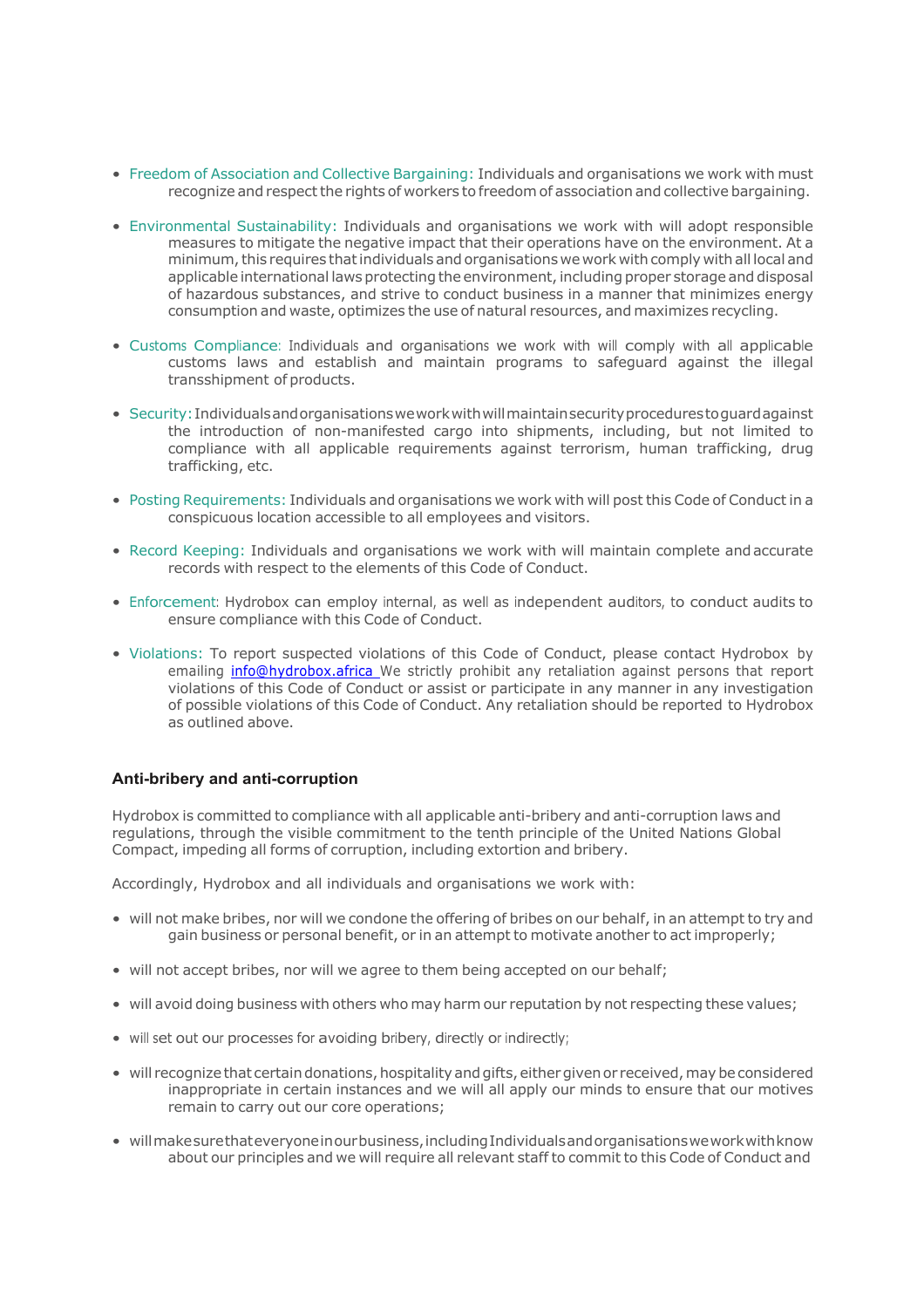- Freedom of Association and Collective Bargaining: Individuals and organisations we work with must recognize and respect the rights of workers to freedom of association and collective bargaining.

- Environmental Sustainability: Individuals and organisations we work with will adopt responsible measures to mitigate the negative impact that their operations have on the environment. At a minimum, this requires that individuals and organisations we work with comply with all local and applicable international laws protecting the environment, including proper storage and disposal of hazardous substances, and strive to conduct business in a manner that minimizes energy consumption and waste, optimizes the use of natural resources, and maximizes recycling.

- Customs Compliance: Individuals and organisations we work with will comply with all applicable customs laws and establish and maintain programs to safeguard against the illegal transshipment of products.

- Security: Individuals and organisations we work with will maintain security procedures to guard against the introduction of non-manifested cargo into shipments, including, but not limited to compliance with all applicable requirements against terrorism, human trafficking, drug trafficking, etc.

- Posting Requirements: Individuals and organisations we work with will post this Code of Conduct in a conspicuous location accessible to all employees and visitors.

- Record Keeping: Individuals and organisations we work with will maintain complete and accurate records with respect to the elements of this Code of Conduct.

- Enforcement: Hydrobox can employ internal, as well as independent auditors, to conduct audits to ensure compliance with this Code of Conduct.

- Violations: To report suspected violations of this Code of Conduct, please contact Hydrobox by emailing info@hydrobox.africa We strictly prohibit any retaliation against persons that report violations of this Code of Conduct or assist or participate in any manner in any investigation of possible violations of this Code of Conduct. Any retaliation should be reported to Hydrobox as outlined above.

### Anti-bribery and anti-corruption

Hydrobox is committed to compliance with all applicable anti-bribery and anti-corruption laws and regulations, through the visible commitment to the tenth principle of the United Nations Global Compact, impeding all forms of corruption, including extortion and bribery.

Accordingly, Hydrobox and all individuals and organisations we work with:

- will not make bribes, nor will we condone the offering of bribes on our behalf, in an attempt to try and gain business or personal benefit, or in an attempt to motivate another to act improperly;

- will not accept bribes, nor will we agree to them being accepted on our behalf;

- will avoid doing business with others who may harm our reputation by not respecting these values;

- will set out our processes for avoiding bribery, directly or indirectly;

- will recognize that certain donations, hospitality and gifts, either given or received, may be considered inappropriate in certain instances and we will all apply our minds to ensure that our motives remain to carry out our core operations;

- will make sure that everyone in our business, including Individuals and organisations we work with know about our principles and we will require all relevant staff to commit to this Code of Conduct and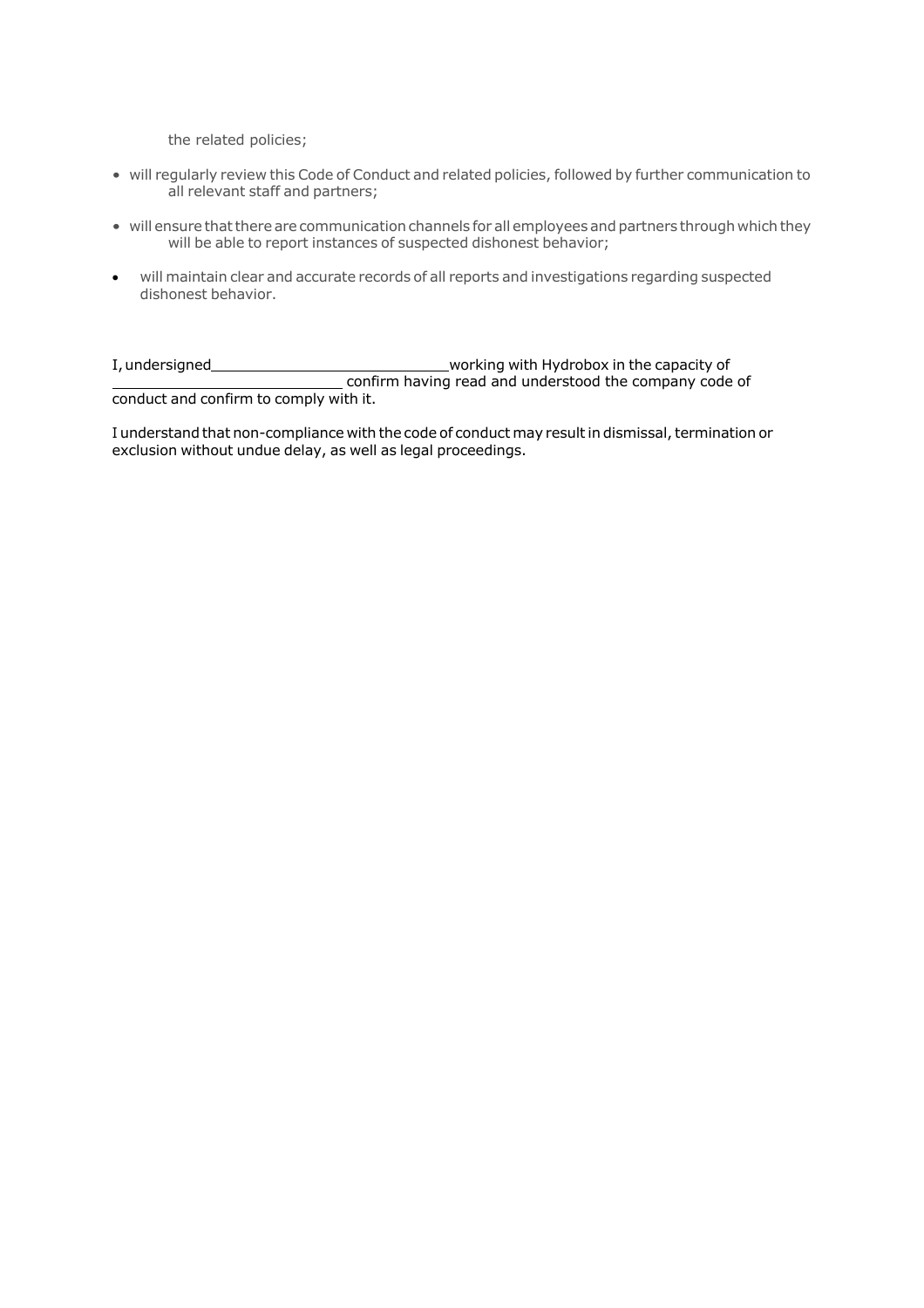the related policies;

- will regularly review this Code of Conduct and related policies, followed by further communication to all relevant staff and partners;
- will ensure that there are communication channels for all employees and partners through which they will be able to report instances of suspected dishonest behavior;
- will maintain clear and accurate records of all reports and investigations regarding suspected dishonest behavior.

I, undersigned ____________________________ working with Hydrobox in the capacity of ____________________________ confirm having read and understood the company code of conduct and confirm to comply with it.

I understand that non-compliance with the code of conduct may result in dismissal, termination or exclusion without undue delay, as well as legal proceedings.